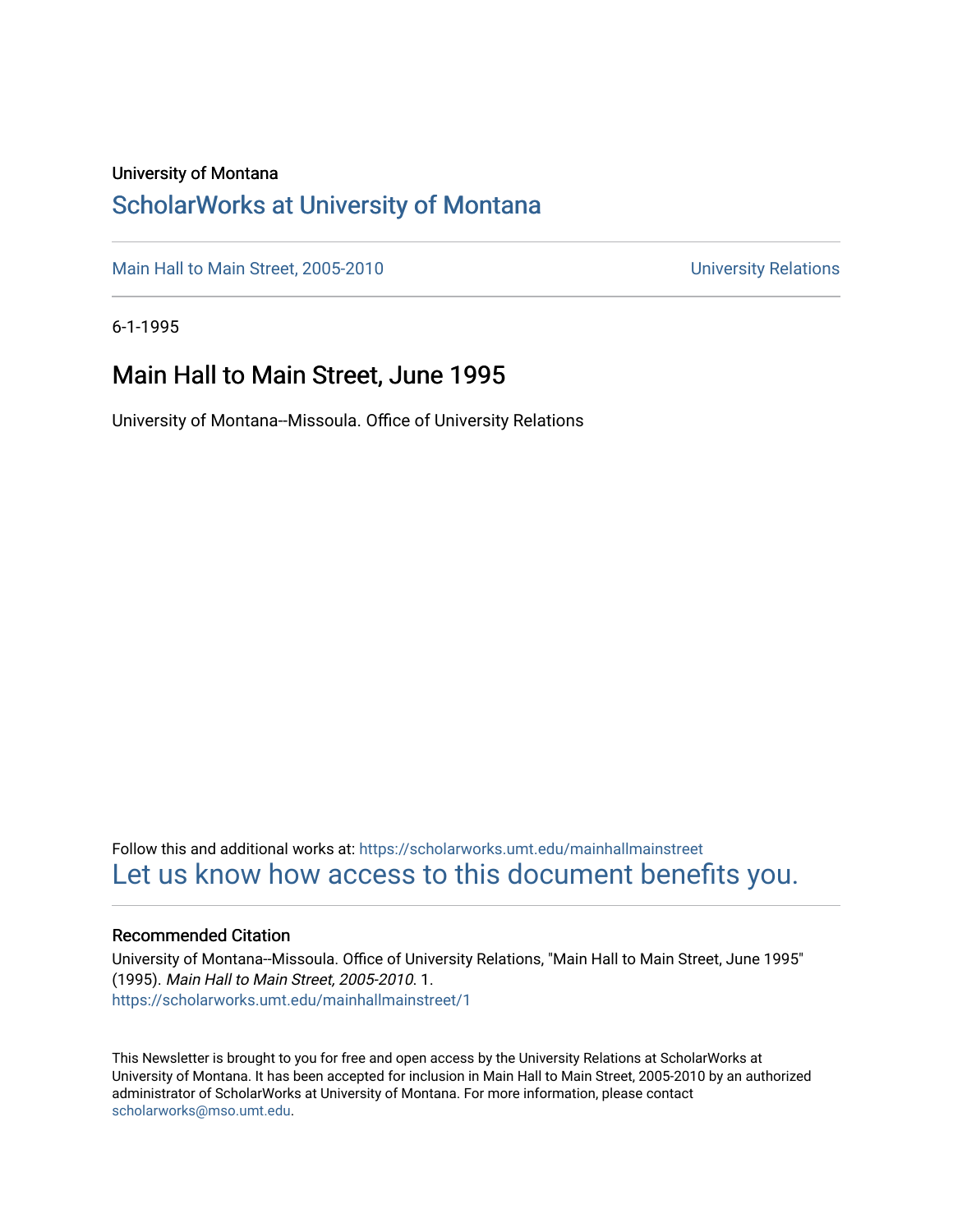University of Montana

# ScholarWorks at University of Montana

Main Hall to Main Street, 2005-2010 University Relations

6-1-1995

## Main Hall to Main Street, June 1995

University of Montana--Missoula. Office of University Relations

Follow this and additional works at: https://scholarworks.umt.edu/mainhallmainstreet

Let us know how access to this document benefits you.

### Recommended Citation

University of Montana--Missoula. Office of University Relations, "Main Hall to Main Street, June 1995" (1995). *Main Hall to Main Street, 2005-2010*. 1.
https://scholarworks.umt.edu/mainhallmainstreet/1

This Newsletter is brought to you for free and open access by the University Relations at ScholarWorks at University of Montana. It has been accepted for inclusion in Main Hall to Main Street, 2005-2010 by an authorized administrator of ScholarWorks at University of Montana. For more information, please contact scholarworks@mso.umt.edu.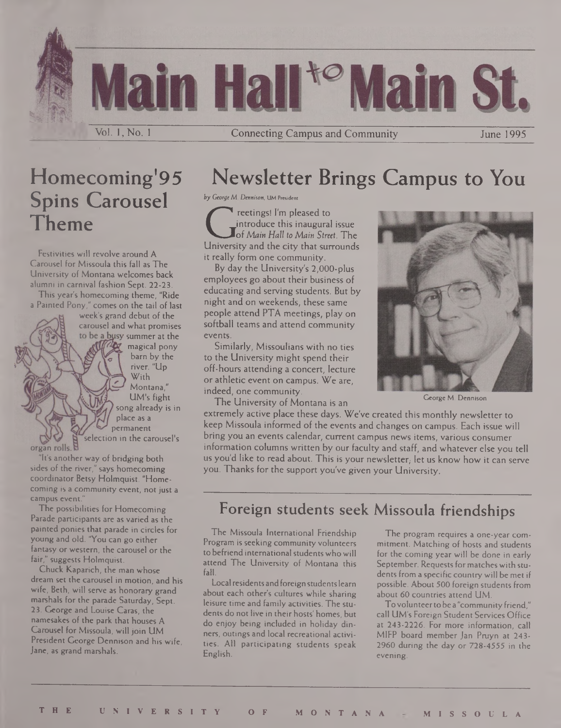# Main Hall to Main St.

Vol. 1, No. 1 — Connecting Campus and Community — June 1995

## Homecoming'95 Spins Carousel Theme

Festivities will revolve around A Carousel for Missoula this fall as The University of Montana welcomes back alumni in carnival fashion Sept. 22-23.

This year's homecoming theme, "Ride a Painted Pony," comes on the tail of last week's grand debut of the carousel and what promises to be a busy summer at the magical pony barn by the river. "Up With Montana," UM's fight song already is in place as a permanent selection in the carousel's organ rolls.

"It's another way of bridging both sides of the river," says homecoming coordinator Betsy Holmquist. "Homecoming is a community event, not just a campus event."

The possibilities for Homecoming Parade participants are as varied as the painted ponies that parade in circles for young and old. "You can go either fantasy or western, the carousel or the fair," suggests Holmquist.

Chuck Kaparich, the man whose dream set the carousel in motion, and his wife, Beth, will serve as honorary grand marshals for the parade Saturday, Sept. 23. George and Louise Caras, the namesakes of the park that houses A Carousel for Missoula, will join UM President George Dennison and his wife, Jane, as grand marshals.

## Newsletter Brings Campus to You

*by George M. Dennison, UM President*

Greetings! I'm pleased to introduce this inaugural issue of *Main Hall to Main Street*. The University and the city that surrounds it really form one community.

By day the University's 2,000-plus employees go about their business of educating and serving students. But by night and on weekends, these same people attend PTA meetings, play on softball teams and attend community events.

Similarly, Missoulians with no ties to the University might spend their off-hours attending a concert, lecture or athletic event on campus. We are, indeed, one community.

George M. Dennison

The University of Montana is an extremely active place these days. We've created this monthly newsletter to keep Missoula informed of the events and changes on campus. Each issue will bring you an events calendar, current campus news items, various consumer information columns written by our faculty and staff, and whatever else you tell us you'd like to read about. This is your newsletter; let us know how it can serve you. Thanks for the support you've given your University.

## Foreign students seek Missoula friendships

The Missoula International Friendship Program is seeking community volunteers to befriend international students who will attend The University of Montana this fall.

Local residents and foreign students learn about each other's cultures while sharing leisure time and family activities. The students do not live in their hosts' homes, but do enjoy being included in holiday dinners, outings and local recreational activities. All participating students speak English.

The program requires a one-year commitment. Matching of hosts and students for the coming year will be done in early September. Requests for matches with students from a specific country will be met if possible. About 500 foreign students from about 60 countries attend UM.

To volunteer to be a "community friend," call UM's Foreign Student Services Office at 243-2226. For more information, call MIFP board member Jan Pruyn at 243-2960 during the day or 728-4555 in the evening.

THE UNIVERSITY OF MONTANA - MISSOULA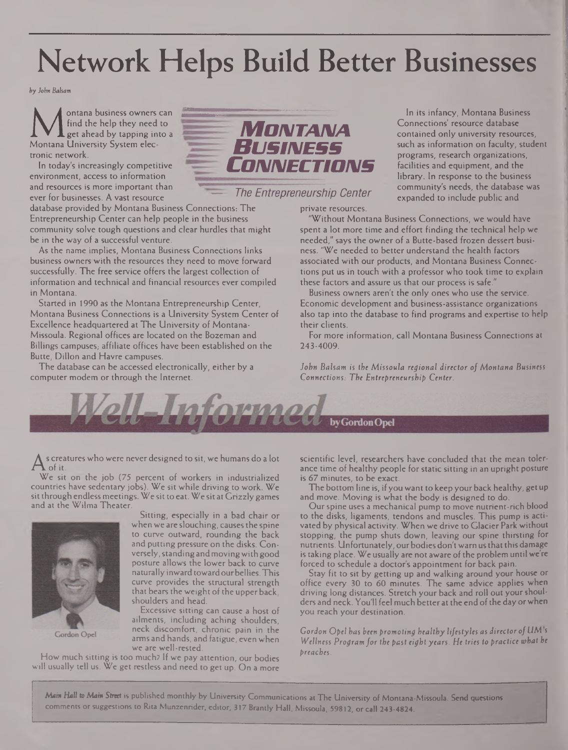# Network Helps Build Better Businesses

*by John Balsam*

Montana business owners can find the help they need to get ahead by tapping into a Montana University System electronic network.

In today's increasingly competitive environment, access to information and resources is more important than ever for businesses. A vast resource database provided by Montana Business Connections: The Entrepreneurship Center can help people in the business community solve tough questions and clear hurdles that might be in the way of a successful venture.

**Montana Business Connections**
The Entrepreneurship Center

As the name implies, Montana Business Connections links business owners with the resources they need to move forward successfully. The free service offers the largest collection of information and technical and financial resources ever compiled in Montana.

Started in 1990 as the Montana Entrepreneurship Center, Montana Business Connections is a University System Center of Excellence headquartered at The University of Montana-Missoula. Regional offices are located on the Bozeman and Billings campuses; affiliate offices have been established on the Butte, Dillon and Havre campuses.

The database can be accessed electronically, either by a computer modem or through the Internet.

In its infancy, Montana Business Connections' resource database contained only university resources, such as information on faculty, student programs, research organizations, facilities and equipment, and the library. In response to the business community's needs, the database was expanded to include public and private resources.

"Without Montana Business Connections, we would have spent a lot more time and effort finding the technical help we needed," says the owner of a Butte-based frozen dessert business. "We needed to better understand the health factors associated with our products, and Montana Business Connections put us in touch with a professor who took time to explain these factors and assure us that our process is safe."

Business owners aren't the only ones who use the service. Economic development and business-assistance organizations also tap into the database to find programs and expertise to help their clients.

For more information, call Montana Business Connections at 243-4009.

*John Balsam is the Missoula regional director of Montana Business Connections: The Entrepreneurship Center.*

# Well-Informed

**by Gordon Opel**

As creatures who were never designed to sit, we humans do a lot of it.

We sit on the job (75 percent of workers in industrialized countries have sedentary jobs). We sit while driving to work. We sit through endless meetings. We sit to eat. We sit at Grizzly games and at the Wilma Theater.

Gordon Opel

Sitting, especially in a bad chair or when we are slouching, causes the spine to curve outward, rounding the back and putting pressure on the disks. Conversely, standing and moving with good posture allows the lower back to curve naturally inward toward our bellies. This curve provides the structural strength that bears the weight of the upper back, shoulders and head.

Excessive sitting can cause a host of ailments, including aching shoulders, neck discomfort, chronic pain in the arms and hands, and fatigue, even when we are well-rested.

How much sitting is too much? If we pay attention, our bodies will usually tell us. We get restless and need to get up. On a more scientific level, researchers have concluded that the mean tolerance time of healthy people for static sitting in an upright posture is 67 minutes, to be exact.

The bottom line is, if you want to keep your back healthy, get up and move. Moving is what the body is designed to do.

Our spine uses a mechanical pump to move nutrient-rich blood to the disks, ligaments, tendons and muscles. This pump is activated by physical activity. When we drive to Glacier Park without stopping, the pump shuts down, leaving our spine thirsting for nutrients. Unfortunately, our bodies don't warn us that this damage is taking place. We usually are not aware of the problem until we're forced to schedule a doctor's appointment for back pain.

Stay fit to sit by getting up and walking around your house or office every 30 to 60 minutes. The same advice applies when driving long distances. Stretch your back and roll out your shoulders and neck. You'll feel much better at the end of the day or when you reach your destination.

*Gordon Opel has been promoting healthy lifestyles as director of UM's Wellness Program for the past eight years. He tries to practice what he preaches.*

*Main Hall to Main Street* is published monthly by University Communications at The University of Montana-Missoula. Send questions comments or suggestions to Rita Munzenrider, editor, 317 Brantly Hall, Missoula, 59812, or call 243-4824.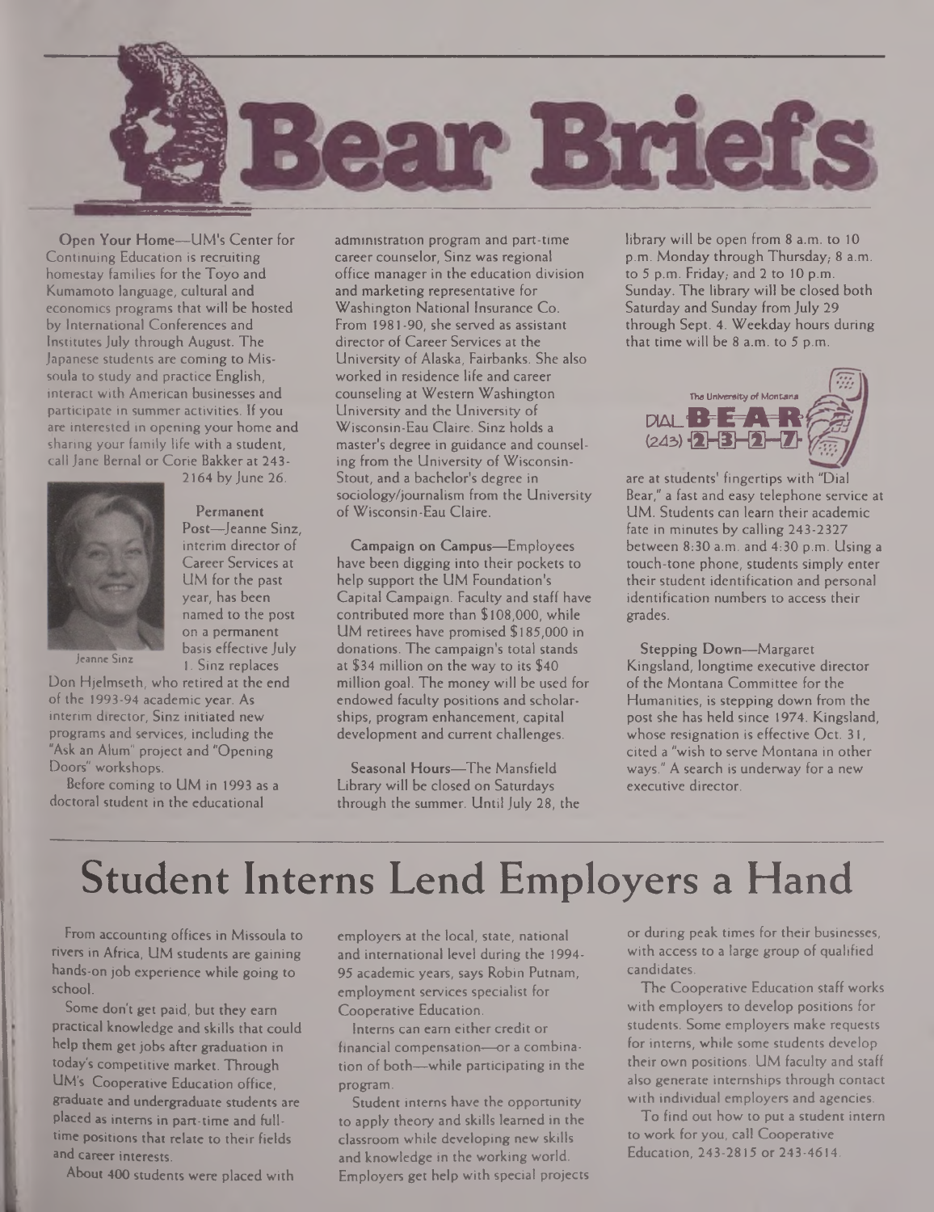# Bear Briefs

**Open Your Home**—UM's Center for Continuing Education is recruiting homestay families for the Toyo and Kumamoto language, cultural and economics programs that will be hosted by International Conferences and Institutes July through August. The Japanese students are coming to Missoula to study and practice English, interact with American businesses and participate in summer activities. If you are interested in opening your home and sharing your family life with a student, call Jane Bernal or Corie Bakker at 243-2164 by June 26.

Jeanne Sinz

**Permanent Post**—Jeanne Sinz, interim director of Career Services at UM for the past year, has been named to the post on a permanent basis effective July 1. Sinz replaces Don Hjelmseth, who retired at the end of the 1993-94 academic year. As interim director, Sinz initiated new programs and services, including the "Ask an Alum" project and "Opening Doors" workshops.

Before coming to UM in 1993 as a doctoral student in the educational administration program and part-time career counselor, Sinz was regional office manager in the education division and marketing representative for Washington National Insurance Co. From 1981-90, she served as assistant director of Career Services at the University of Alaska, Fairbanks. She also worked in residence life and career counseling at Western Washington University and the University of Wisconsin-Eau Claire. Sinz holds a master's degree in guidance and counseling from the University of Wisconsin-Stout, and a bachelor's degree in sociology/journalism from the University of Wisconsin-Eau Claire.

**Campaign on Campus**—Employees have been digging into their pockets to help support the UM Foundation's Capital Campaign. Faculty and staff have contributed more than $108,000, while UM retirees have promised $185,000 in donations. The campaign's total stands at $34 million on the way to its $40 million goal. The money will be used for endowed faculty positions and scholarships, program enhancement, capital development and current challenges.

**Seasonal Hours**—The Mansfield Library will be closed on Saturdays through the summer. Until July 28, the library will be open from 8 a.m. to 10 p.m. Monday through Thursday; 8 a.m. to 5 p.m. Friday; and 2 to 10 p.m. Sunday. The library will be closed both Saturday and Sunday from July 29 through Sept. 4. Weekday hours during that time will be 8 a.m. to 5 p.m.

The University of Montana DIAL BEAR (243) 2-3-2-7

are at students' fingertips with "Dial Bear," a fast and easy telephone service at UM. Students can learn their academic fate in minutes by calling 243-2327 between 8:30 a.m. and 4:30 p.m. Using a touch-tone phone, students simply enter their student identification and personal identification numbers to access their grades.

**Stepping Down**—Margaret Kingsland, longtime executive director of the Montana Committee for the Humanities, is stepping down from the post she has held since 1974. Kingsland, whose resignation is effective Oct. 31, cited a "wish to serve Montana in other ways." A search is underway for a new executive director.

# Student Interns Lend Employers a Hand

From accounting offices in Missoula to rivers in Africa, UM students are gaining hands-on job experience while going to school.

Some don't get paid, but they earn practical knowledge and skills that could help them get jobs after graduation in today's competitive market. Through UM's Cooperative Education office, graduate and undergraduate students are placed as interns in part-time and full-time positions that relate to their fields and career interests.

About 400 students were placed with employers at the local, state, national and international level during the 1994-95 academic years, says Robin Putnam, employment services specialist for Cooperative Education.

Interns can earn either credit or financial compensation—or a combination of both—while participating in the program.

Student interns have the opportunity to apply theory and skills learned in the classroom while developing new skills and knowledge in the working world. Employers get help with special projects or during peak times for their businesses, with access to a large group of qualified candidates.

The Cooperative Education staff works with employers to develop positions for students. Some employers make requests for interns, while some students develop their own positions. UM faculty and staff also generate internships through contact with individual employers and agencies.

To find out how to put a student intern to work for you, call Cooperative Education, 243-2815 or 243-4614.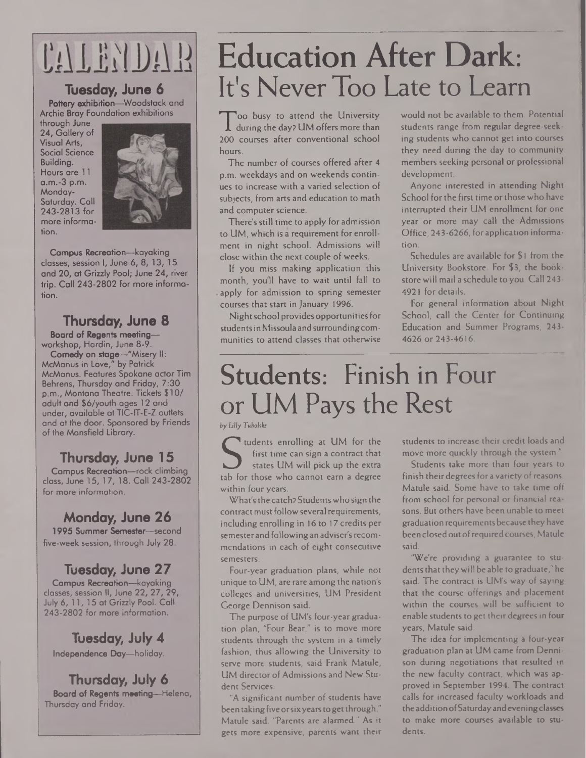# CALENDAR

### Tuesday, June 6

**Pottery exhibition**—Woodstack and Archie Bray Foundation exhibitions through June 24, Gallery of Visual Arts, Social Science Building. Hours are 11 a.m.-3 p.m. Monday-Saturday. Call 243-2813 for more information.

**Campus Recreation**—kayaking classes, session I, June 6, 8, 13, 15 and 20, at Grizzly Pool; June 24, river trip. Call 243-2802 for more information.

### Thursday, June 8

**Board of Regents meeting**—workshop, Hardin, June 8-9.

**Comedy on stage**—"Misery II: McManus in Love," by Patrick McManus. Features Spokane actor Tim Behrens, Thursday and Friday, 7:30 p.m., Montana Theatre. Tickets $10/adult and $6/youth ages 12 and under, available at TIC-IT-E-Z outlets and at the door. Sponsored by Friends of the Mansfield Library.

### Thursday, June 15

**Campus Recreation**—rock climbing class, June 15, 17, 18. Call 243-2802 for more information.

### Monday, June 26

**1995 Summer Semester**—second five-week session, through July 28.

### Tuesday, June 27

**Campus Recreation**—kayaking classes, session II, June 22, 27, 29, July 6, 11, 15 at Grizzly Pool. Call 243-2802 for more information.

### Tuesday, July 4

Independence Day—holiday.

### Thursday, July 6

**Board of Regents meeting**—Helena, Thursday and Friday.

# Education After Dark: It's Never Too Late to Learn

Too busy to attend the University during the day? UM offers more than 200 courses after conventional school hours.

The number of courses offered after 4 p.m. weekdays and on weekends continues to increase with a varied selection of subjects, from arts and education to math and computer science.

There's still time to apply for admission to UM, which is a requirement for enrollment in night school. Admissions will close within the next couple of weeks.

If you miss making application this month, you'll have to wait until fall to apply for admission to spring semester courses that start in January 1996.

Night school provides opportunities for students in Missoula and surrounding communities to attend classes that otherwise would not be available to them. Potential students range from regular degree-seeking students who cannot get into courses they need during the day to community members seeking personal or professional development.

Anyone interested in attending Night School for the first time or those who have interrupted their UM enrollment for one year or more may call the Admissions Office, 243-6266, for application information.

Schedules are available for $1 from the University Bookstore. For $3, the bookstore will mail a schedule to you. Call 243-4921 for details.

For general information about Night School, call the Center for Continuing Education and Summer Programs, 243-4626 or 243-4616.

# Students: Finish in Four or UM Pays the Rest

*by Lilly Tuholske*

Students enrolling at UM for the first time can sign a contract that states UM will pick up the extra tab for those who cannot earn a degree within four years.

What's the catch? Students who sign the contract must follow several requirements, including enrolling in 16 to 17 credits per semester and following an adviser's recommendations in each of eight consecutive semesters.

Four-year graduation plans, while not unique to UM, are rare among the nation's colleges and universities, UM President George Dennison said.

The purpose of UM's four-year graduation plan, "Four Bear," is to move more students through the system in a timely fashion, thus allowing the University to serve more students, said Frank Matule, UM director of Admissions and New Student Services.

"A significant number of students have been taking five or six years to get through," Matule said. "Parents are alarmed." As it gets more expensive, parents want their students to increase their credit loads and move more quickly through the system."

Students take more than four years to finish their degrees for a variety of reasons, Matule said. Some have to take time off from school for personal or financial reasons. But others have been unable to meet graduation requirements because they have been closed out of required courses, Matule said.

"We're providing a guarantee to students that they will be able to graduate," he said. The contract is UM's way of saying that the course offerings and placement within the courses will be sufficient to enable students to get their degrees in four years, Matule said.

The idea for implementing a four-year graduation plan at UM came from Dennison during negotiations that resulted in the new faculty contract, which was approved in September 1994. The contract calls for increased faculty workloads and the addition of Saturday and evening classes to make more courses available to students.